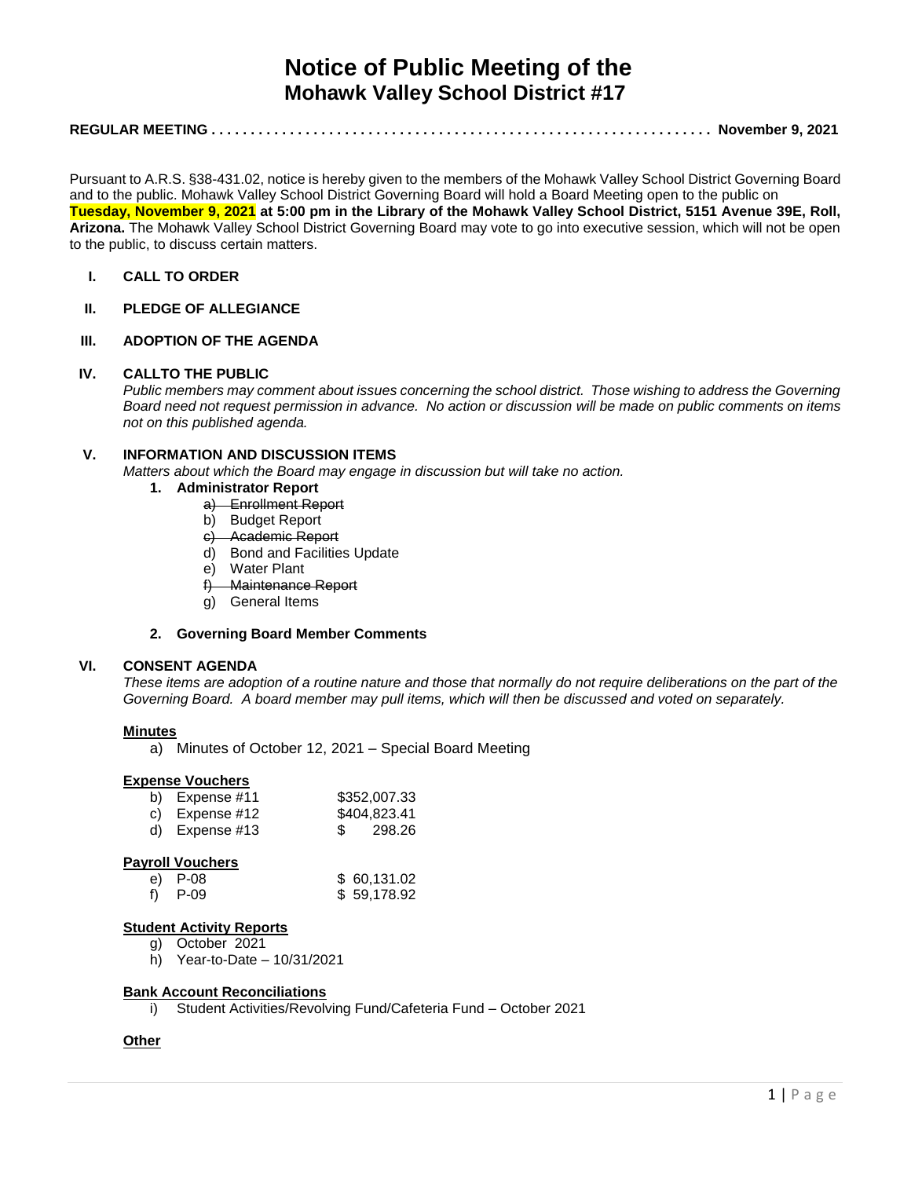# Notice of Public Meeting of the
## Mohawk Valley School District #17

**REGULAR MEETING . . . . . . . . . . . . . . . . . . . . . . . . . . . . . . . . . . . . . . . . . . . . . . . . . . . . . . . . . . . . . . . . November 9, 2021**

Pursuant to A.R.S. §38-431.02, notice is hereby given to the members of the Mohawk Valley School District Governing Board and to the public. Mohawk Valley School District Governing Board will hold a Board Meeting open to the public on **Tuesday, November 9, 2021 at 5:00 pm in the Library of the Mohawk Valley School District, 5151 Avenue 39E, Roll, Arizona.** The Mohawk Valley School District Governing Board may vote to go into executive session, which will not be open to the public, to discuss certain matters.

**I. CALL TO ORDER**

**II. PLEDGE OF ALLEGIANCE**

**III. ADOPTION OF THE AGENDA**

**IV. CALLTO THE PUBLIC**

*Public members may comment about issues concerning the school district. Those wishing to address the Governing Board need not request permission in advance. No action or discussion will be made on public comments on items not on this published agenda.*

**V. INFORMATION AND DISCUSSION ITEMS**

*Matters about which the Board may engage in discussion but will take no action.*

1. **Administrator Report**
   - ~~a) Enrollment Report~~
   - b) Budget Report
   - ~~c) Academic Report~~
   - d) Bond and Facilities Update
   - e) Water Plant
   - ~~f) Maintenance Report~~
   - g) General Items

2. **Governing Board Member Comments**

**VI. CONSENT AGENDA**

*These items are adoption of a routine nature and those that normally do not require deliberations on the part of the Governing Board. A board member may pull items, which will then be discussed and voted on separately.*

**Minutes**

a) Minutes of October 12, 2021 – Special Board Meeting

**Expense Vouchers**

| | |
|---|---|
| b) Expense #11 | $352,007.33 |
| c) Expense #12 | $404,823.41 |
| d) Expense #13 | $ 298.26 |

**Payroll Vouchers**

| | |
|---|---|
| e) P-08 | $ 60,131.02 |
| f) P-09 | $ 59,178.92 |

**Student Activity Reports**

g) October 2021
h) Year-to-Date – 10/31/2021

**Bank Account Reconciliations**

i) Student Activities/Revolving Fund/Cafeteria Fund – October 2021

**Other**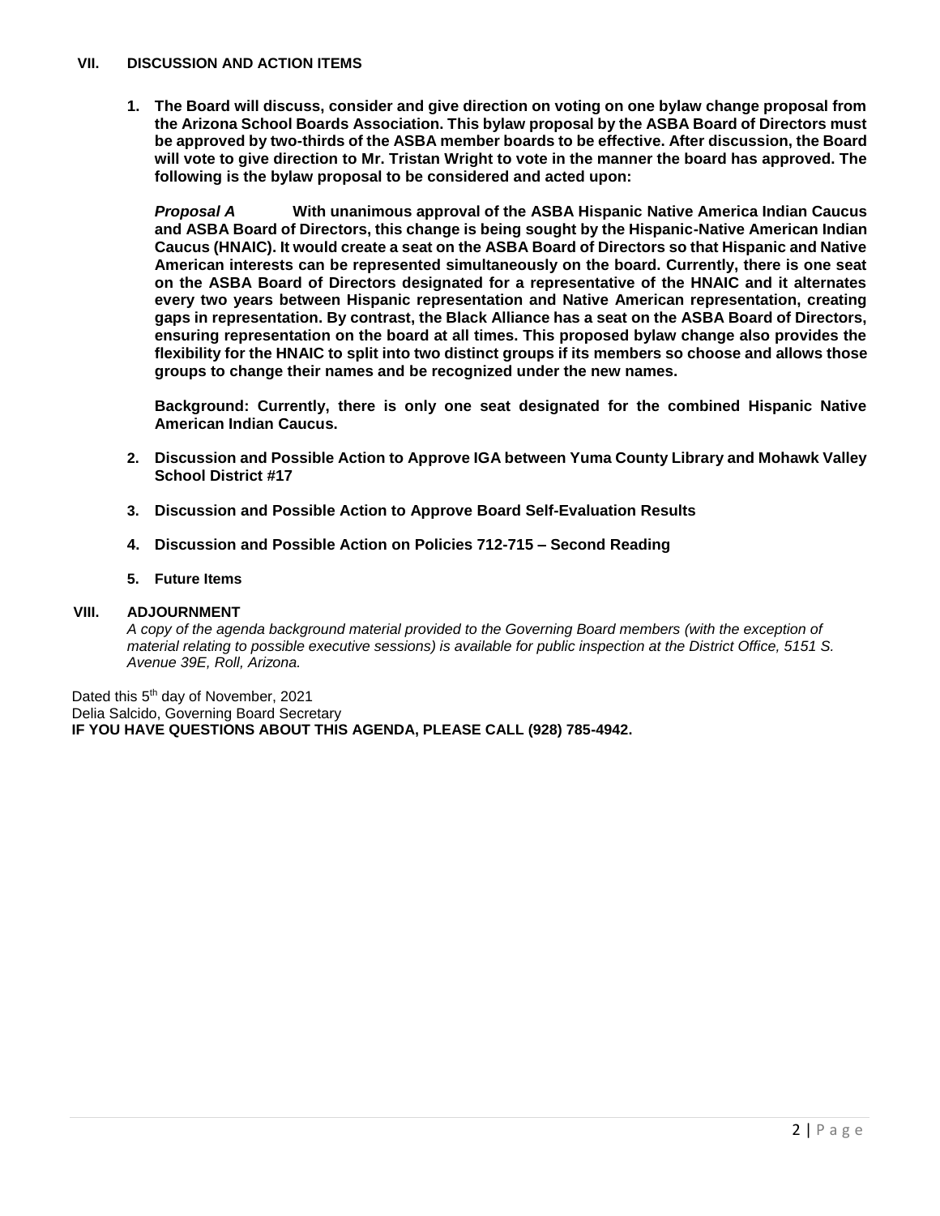## VII. DISCUSSION AND ACTION ITEMS

1. **The Board will discuss, consider and give direction on voting on one bylaw change proposal from the Arizona School Boards Association. This bylaw proposal by the ASBA Board of Directors must be approved by two-thirds of the ASBA member boards to be effective. After discussion, the Board will vote to give direction to Mr. Tristan Wright to vote in the manner the board has approved. The following is the bylaw proposal to be considered and acted upon:**

   ***Proposal A*** **With unanimous approval of the ASBA Hispanic Native America Indian Caucus and ASBA Board of Directors, this change is being sought by the Hispanic-Native American Indian Caucus (HNAIC). It would create a seat on the ASBA Board of Directors so that Hispanic and Native American interests can be represented simultaneously on the board. Currently, there is one seat on the ASBA Board of Directors designated for a representative of the HNAIC and it alternates every two years between Hispanic representation and Native American representation, creating gaps in representation. By contrast, the Black Alliance has a seat on the ASBA Board of Directors, ensuring representation on the board at all times. This proposed bylaw change also provides the flexibility for the HNAIC to split into two distinct groups if its members so choose and allows those groups to change their names and be recognized under the new names.**

   **Background: Currently, there is only one seat designated for the combined Hispanic Native American Indian Caucus.**

2. **Discussion and Possible Action to Approve IGA between Yuma County Library and Mohawk Valley School District #17**

3. **Discussion and Possible Action to Approve Board Self-Evaluation Results**

4. **Discussion and Possible Action on Policies 712-715 – Second Reading**

5. **Future Items**

## VIII. ADJOURNMENT

*A copy of the agenda background material provided to the Governing Board members (with the exception of material relating to possible executive sessions) is available for public inspection at the District Office, 5151 S. Avenue 39E, Roll, Arizona.*

Dated this 5th day of November, 2021
Delia Salcido, Governing Board Secretary
**IF YOU HAVE QUESTIONS ABOUT THIS AGENDA, PLEASE CALL (928) 785-4942.**